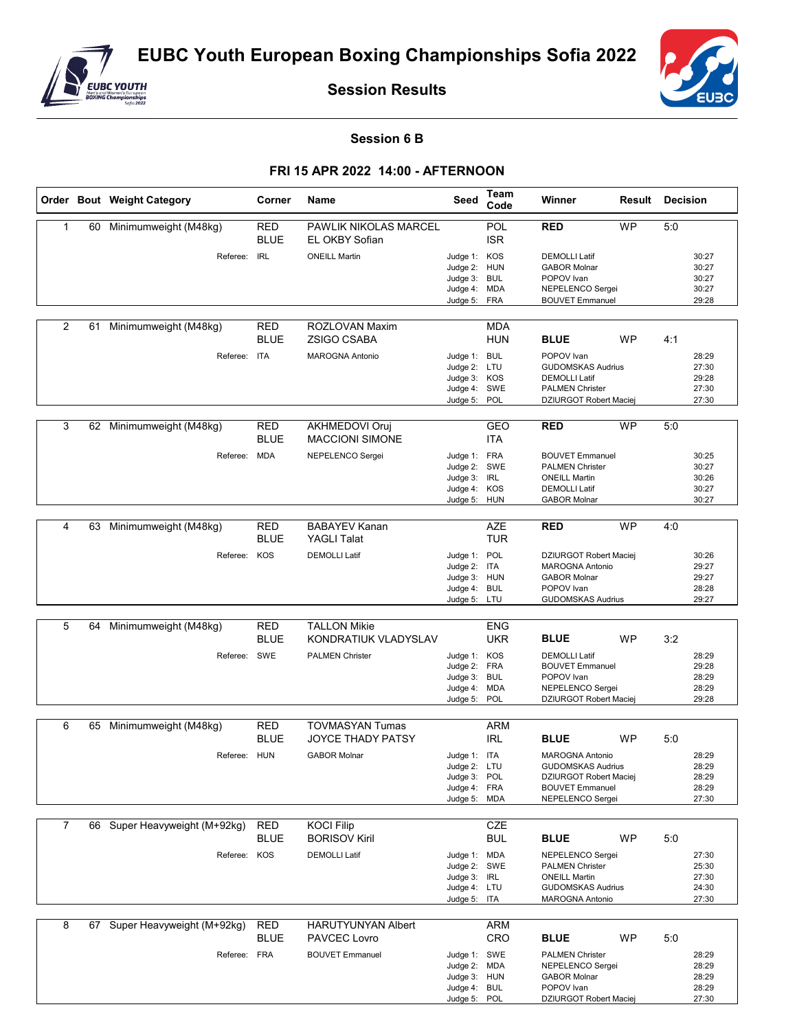# EUBC Youth European Boxing Championships Sofia 2022

## Session Results

### Session 6 B

### FRI 15 APR 2022 14:00 - AFTERNOON

| Order | Bout | Weight Category | Corner | Name | Seed | Team Code | Winner | Result | Decision |
|---|---|---|---|---|---|---|---|---|---|
| 1 | 60 | Minimumweight (M48kg) | RED | PAWLIK NIKOLAS MARCEL | | POL | **RED** | WP | 5:0 |
| | | | BLUE | EL OKBY Sofian | | ISR | | | |
| | | | Referee: IRL | ONEILL Martin | Judge 1: | KOS | DEMOLLI Latif | | 30:27 |
| | | | | | Judge 2: | HUN | GABOR Molnar | | 30:27 |
| | | | | | Judge 3: | BUL | POPOV Ivan | | 30:27 |
| | | | | | Judge 4: | MDA | NEPELENCO Sergei | | 30:27 |
| | | | | | Judge 5: | FRA | BOUVET Emmanuel | | 29:28 |
| 2 | 61 | Minimumweight (M48kg) | RED | ROZLOVAN Maxim | | MDA | | | |
| | | | BLUE | ZSIGO CSABA | | HUN | **BLUE** | WP | 4:1 |
| | | | Referee: ITA | MAROGNA Antonio | Judge 1: | BUL | POPOV Ivan | | 28:29 |
| | | | | | Judge 2: | LTU | GUDOMSKAS Audrius | | 27:30 |
| | | | | | Judge 3: | KOS | DEMOLLI Latif | | 29:28 |
| | | | | | Judge 4: | SWE | PALMEN Christer | | 27:30 |
| | | | | | Judge 5: | POL | DZIURGOT Robert Maciej | | 27:30 |
| 3 | 62 | Minimumweight (M48kg) | RED | AKHMEDOVI Oruj | | GEO | **RED** | WP | 5:0 |
| | | | BLUE | MACCIONI SIMONE | | ITA | | | |
| | | | Referee: MDA | NEPELENCO Sergei | Judge 1: | FRA | BOUVET Emmanuel | | 30:25 |
| | | | | | Judge 2: | SWE | PALMEN Christer | | 30:27 |
| | | | | | Judge 3: | IRL | ONEILL Martin | | 30:26 |
| | | | | | Judge 4: | KOS | DEMOLLI Latif | | 30:27 |
| | | | | | Judge 5: | HUN | GABOR Molnar | | 30:27 |
| 4 | 63 | Minimumweight (M48kg) | RED | BABAYEV Kanan | | AZE | **RED** | WP | 4:0 |
| | | | BLUE | YAGLI Talat | | TUR | | | |
| | | | Referee: KOS | DEMOLLI Latif | Judge 1: | POL | DZIURGOT Robert Maciej | | 30:26 |
| | | | | | Judge 2: | ITA | MAROGNA Antonio | | 29:27 |
| | | | | | Judge 3: | HUN | GABOR Molnar | | 29:27 |
| | | | | | Judge 4: | BUL | POPOV Ivan | | 28:28 |
| | | | | | Judge 5: | LTU | GUDOMSKAS Audrius | | 29:27 |
| 5 | 64 | Minimumweight (M48kg) | RED | TALLON Mikie | | ENG | | | |
| | | | BLUE | KONDRATIUK VLADYSLAV | | UKR | **BLUE** | WP | 3:2 |
| | | | Referee: SWE | PALMEN Christer | Judge 1: | KOS | DEMOLLI Latif | | 28:29 |
| | | | | | Judge 2: | FRA | BOUVET Emmanuel | | 29:28 |
| | | | | | Judge 3: | BUL | POPOV Ivan | | 28:29 |
| | | | | | Judge 4: | MDA | NEPELENCO Sergei | | 28:29 |
| | | | | | Judge 5: | POL | DZIURGOT Robert Maciej | | 29:28 |
| 6 | 65 | Minimumweight (M48kg) | RED | TOVMASYAN Tumas | | ARM | | | |
| | | | BLUE | JOYCE THADY PATSY | | IRL | **BLUE** | WP | 5:0 |
| | | | Referee: HUN | GABOR Molnar | Judge 1: | ITA | MAROGNA Antonio | | 28:29 |
| | | | | | Judge 2: | LTU | GUDOMSKAS Audrius | | 28:29 |
| | | | | | Judge 3: | POL | DZIURGOT Robert Maciej | | 28:29 |
| | | | | | Judge 4: | FRA | BOUVET Emmanuel | | 28:29 |
| | | | | | Judge 5: | MDA | NEPELENCO Sergei | | 27:30 |
| 7 | 66 | Super Heavyweight (M+92kg) | RED | KOCI Filip | | CZE | | | |
| | | | BLUE | BORISOV Kiril | | BUL | **BLUE** | WP | 5:0 |
| | | | Referee: KOS | DEMOLLI Latif | Judge 1: | MDA | NEPELENCO Sergei | | 27:30 |
| | | | | | Judge 2: | SWE | PALMEN Christer | | 25:30 |
| | | | | | Judge 3: | IRL | ONEILL Martin | | 27:30 |
| | | | | | Judge 4: | LTU | GUDOMSKAS Audrius | | 24:30 |
| | | | | | Judge 5: | ITA | MAROGNA Antonio | | 27:30 |
| 8 | 67 | Super Heavyweight (M+92kg) | RED | HARUTYUNYAN Albert | | ARM | | | |
| | | | BLUE | PAVCEC Lovro | | CRO | **BLUE** | WP | 5:0 |
| | | | Referee: FRA | BOUVET Emmanuel | Judge 1: | SWE | PALMEN Christer | | 28:29 |
| | | | | | Judge 2: | MDA | NEPELENCO Sergei | | 28:29 |
| | | | | | Judge 3: | HUN | GABOR Molnar | | 28:29 |
| | | | | | Judge 4: | BUL | POPOV Ivan | | 28:29 |
| | | | | | Judge 5: | POL | DZIURGOT Robert Maciej | | 27:30 |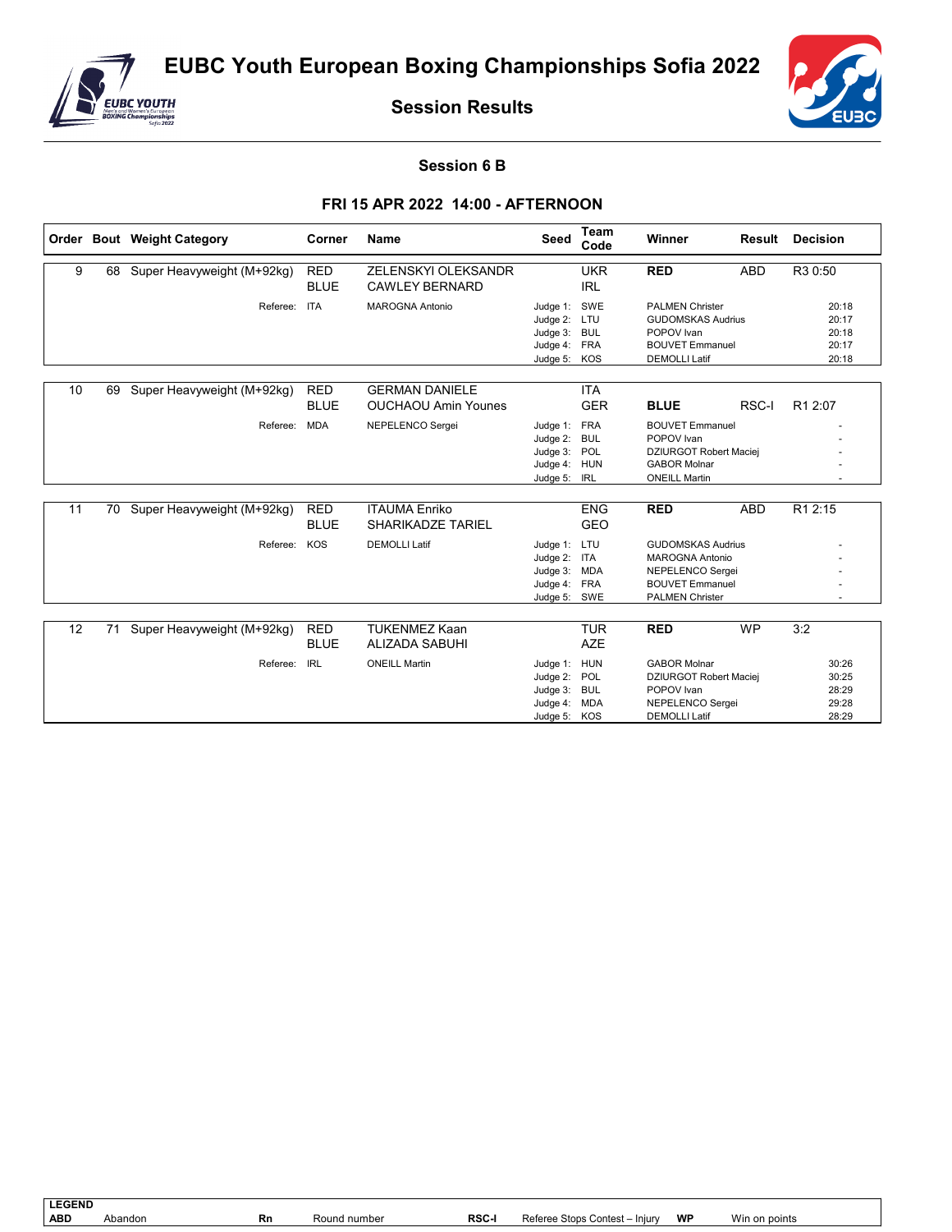# EUBC Youth European Boxing Championships Sofia 2022

## Session Results

### Session 6 B

### FRI 15 APR 2022 14:00 - AFTERNOON

| Order | Bout | Weight Category | Corner | Name | Seed | Team Code | Winner | Result | Decision |
|---|---|---|---|---|---|---|---|---|---|
| 9 | 68 | Super Heavyweight (M+92kg) | RED | ZELENSKYI OLEKSANDR | | UKR | RED | ABD | R3 0:50 |
| | | | BLUE | CAWLEY BERNARD | | IRL | | | |
| | | Referee: | ITA | MAROGNA Antonio | Judge 1: | SWE | PALMEN Christer | | 20:18 |
| | | | | | Judge 2: | LTU | GUDOMSKAS Audrius | | 20:17 |
| | | | | | Judge 3: | BUL | POPOV Ivan | | 20:18 |
| | | | | | Judge 4: | FRA | BOUVET Emmanuel | | 20:17 |
| | | | | | Judge 5: | KOS | DEMOLLI Latif | | 20:18 |
| 10 | 69 | Super Heavyweight (M+92kg) | RED | GERMAN DANIELE | | ITA | | | |
| | | | BLUE | OUCHAOU Amin Younes | | GER | BLUE | RSC-I | R1 2:07 |
| | | Referee: | MDA | NEPELENCO Sergei | Judge 1: | FRA | BOUVET Emmanuel | | - |
| | | | | | Judge 2: | BUL | POPOV Ivan | | - |
| | | | | | Judge 3: | POL | DZIURGOT Robert Maciej | | - |
| | | | | | Judge 4: | HUN | GABOR Molnar | | - |
| | | | | | Judge 5: | IRL | ONEILL Martin | | - |
| 11 | 70 | Super Heavyweight (M+92kg) | RED | ITAUMA Enriko | | ENG | RED | ABD | R1 2:15 |
| | | | BLUE | SHARIKADZE TARIEL | | GEO | | | |
| | | Referee: | KOS | DEMOLLI Latif | Judge 1: | LTU | GUDOMSKAS Audrius | | - |
| | | | | | Judge 2: | ITA | MAROGNA Antonio | | - |
| | | | | | Judge 3: | MDA | NEPELENCO Sergei | | - |
| | | | | | Judge 4: | FRA | BOUVET Emmanuel | | - |
| | | | | | Judge 5: | SWE | PALMEN Christer | | - |
| 12 | 71 | Super Heavyweight (M+92kg) | RED | TUKENMEZ Kaan | | TUR | RED | WP | 3:2 |
| | | | BLUE | ALIZADA SABUHI | | AZE | | | |
| | | Referee: | IRL | ONEILL Martin | Judge 1: | HUN | GABOR Molnar | | 30:26 |
| | | | | | Judge 2: | POL | DZIURGOT Robert Maciej | | 30:25 |
| | | | | | Judge 3: | BUL | POPOV Ivan | | 28:29 |
| | | | | | Judge 4: | MDA | NEPELENCO Sergei | | 29:28 |
| | | | | | Judge 5: | KOS | DEMOLLI Latif | | 28:29 |

**LEGEND**

**ABD** Abandon **Rn** Round number **RSC-I** Referee Stops Contest – Injury **WP** Win on points